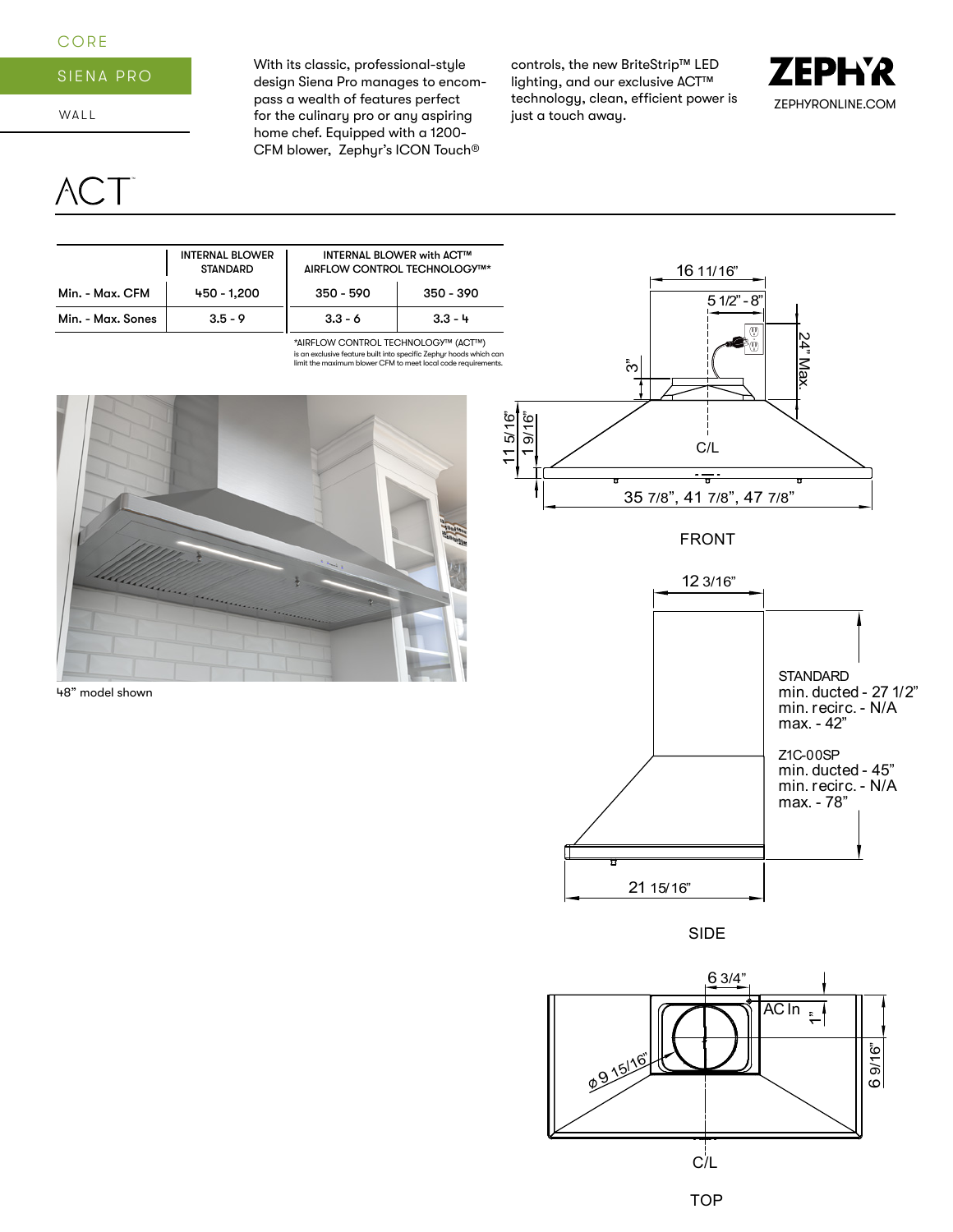CORE

SIENA PRO

WALL

With its classic, professional-style design Siena Pro manages to encompass a wealth of features perfect for the culinary pro or any aspiring home chef. Equipped with a 1200-CFM blower, Zephyr's ICON Touch® controls, the new BriteStrip™ LED lighting, and our exclusive ACT™ technology, clean, efficient power is just a touch away.

ZEPHYR

ZEPHYRONLINE.COM

# ACT™

| | INTERNAL BLOWER STANDARD | INTERNAL BLOWER with ACT™ AIRFLOW CONTROL TECHNOLOGY™* | |
|---|---|---|---|
| Min. - Max. CFM | 450 - 1,200 | 350 - 590 | 350 - 390 |
| Min. - Max. Sones | 3.5 - 9 | 3.3 - 6 | 3.3 - 4 |

*AIRFLOW CONTROL TECHNOLOGY™ (ACT™) is an exclusive feature built into specific Zephyr hoods which can limit the maximum blower CFM to meet local code requirements.

48" model shown

16 11/16"
5 1/2" - 8"
24" Max.
3"
11 5/16"
1 9/16"
C/L
35 7/8", 41 7/8", 47 7/8"

FRONT

12 3/16"

STANDARD
min. ducted - 27 1/2"
min. recirc. - N/A
max. - 42"

Z1C-00SP
min. ducted - 45"
min. recirc. - N/A
max. - 78"

21 15/16"

SIDE

6 3/4"
AC In
1"
ø 9 15/16"
6 9/16"
C/L

TOP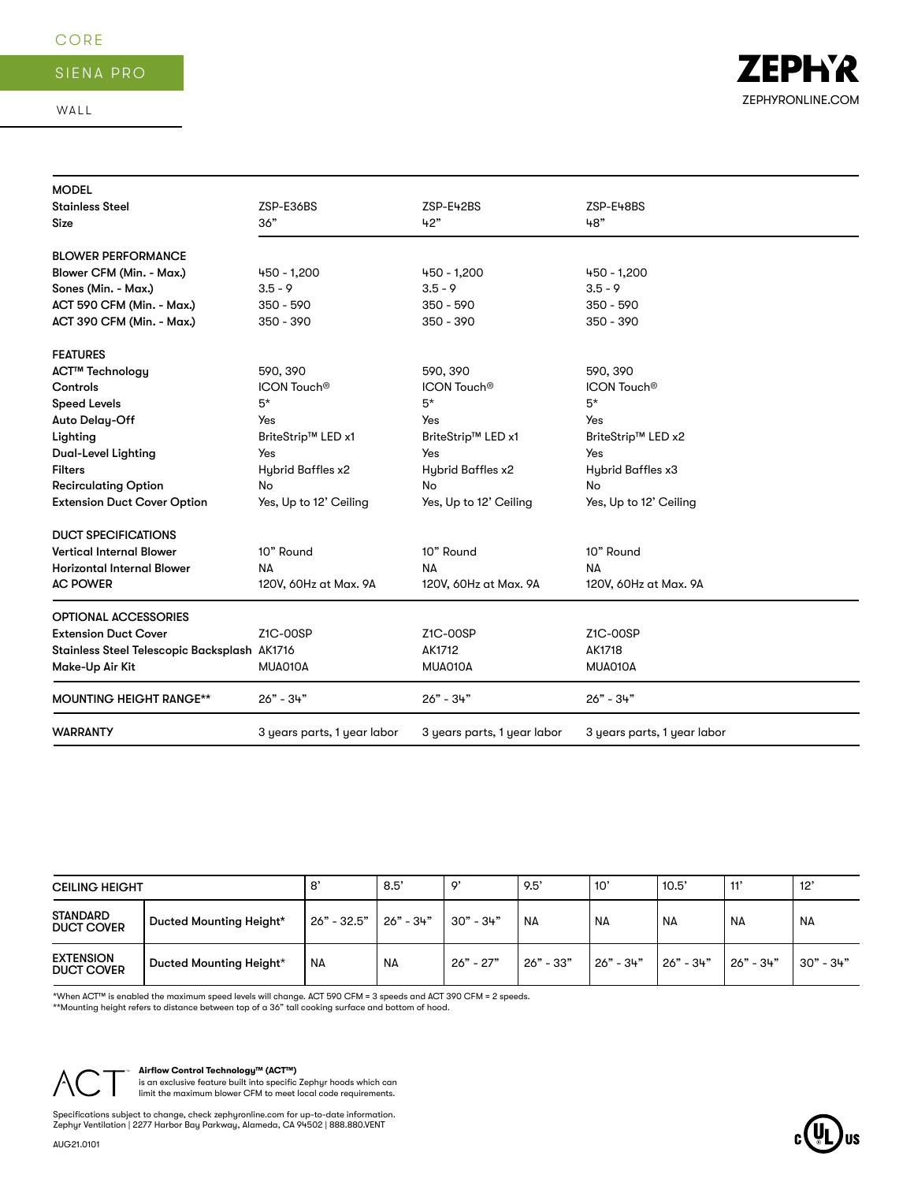CORE

SIENA PRO

WALL

ZEPHYR
ZEPHYRONLINE.COM

| MODEL | | | |
|---|---|---|---|
| Stainless Steel | ZSP-E36BS | ZSP-E42BS | ZSP-E48BS |
| Size | 36" | 42" | 48" |
| **BLOWER PERFORMANCE** | | | |
| Blower CFM (Min. - Max.) | 450 - 1,200 | 450 - 1,200 | 450 - 1,200 |
| Sones (Min. - Max.) | 3.5 - 9 | 3.5 - 9 | 3.5 - 9 |
| ACT 590 CFM (Min. - Max.) | 350 - 590 | 350 - 590 | 350 - 590 |
| ACT 390 CFM (Min. - Max.) | 350 - 390 | 350 - 390 | 350 - 390 |
| **FEATURES** | | | |
| ACT™ Technology | 590, 390 | 590, 390 | 590, 390 |
| Controls | ICON Touch® | ICON Touch® | ICON Touch® |
| Speed Levels | 5* | 5* | 5* |
| Auto Delay-Off | Yes | Yes | Yes |
| Lighting | BriteStrip™ LED x1 | BriteStrip™ LED x1 | BriteStrip™ LED x2 |
| Dual-Level Lighting | Yes | Yes | Yes |
| Filters | Hybrid Baffles x2 | Hybrid Baffles x2 | Hybrid Baffles x3 |
| Recirculating Option | No | No | No |
| Extension Duct Cover Option | Yes, Up to 12' Ceiling | Yes, Up to 12' Ceiling | Yes, Up to 12' Ceiling |
| **DUCT SPECIFICATIONS** | | | |
| Vertical Internal Blower | 10" Round | 10" Round | 10" Round |
| Horizontal Internal Blower | NA | NA | NA |
| **AC POWER** | 120V, 60Hz at Max. 9A | 120V, 60Hz at Max. 9A | 120V, 60Hz at Max. 9A |
| **OPTIONAL ACCESSORIES** | | | |
| Extension Duct Cover | Z1C-00SP | Z1C-00SP | Z1C-00SP |
| Stainless Steel Telescopic Backsplash | AK1716 | AK1712 | AK1718 |
| Make-Up Air Kit | MUA010A | MUA010A | MUA010A |
| **MOUNTING HEIGHT RANGE**** | 26" - 34" | 26" - 34" | 26" - 34" |
| **WARRANTY** | 3 years parts, 1 year labor | 3 years parts, 1 year labor | 3 years parts, 1 year labor |

| CEILING HEIGHT | | 8' | 8.5' | 9' | 9.5' | 10' | 10.5' | 11' | 12' |
|---|---|---|---|---|---|---|---|---|---|
| **STANDARD DUCT COVER** | Ducted Mounting Height* | 26" - 32.5" | 26" - 34" | 30" - 34" | NA | NA | NA | NA | NA |
| **EXTENSION DUCT COVER** | Ducted Mounting Height* | NA | NA | 26" - 27" | 26" - 33" | 26" - 34" | 26" - 34" | 26" - 34" | 30" - 34" |

*When ACT™ is enabled the maximum speed levels will change. ACT 590 CFM = 3 speeds and ACT 390 CFM = 2 speeds.
**Mounting height refers to distance between top of a 36" tall cooking surface and bottom of hood.

ACT™ **Airflow Control Technology™ (ACT™)** is an exclusive feature built into specific Zephyr hoods which can limit the maximum blower CFM to meet local code requirements.

Specifications subject to change, check zephyronline.com for up-to-date information.
Zephyr Ventilation | 2277 Harbor Bay Parkway, Alameda, CA 94502 | 888.880.VENT

AUG21.0101